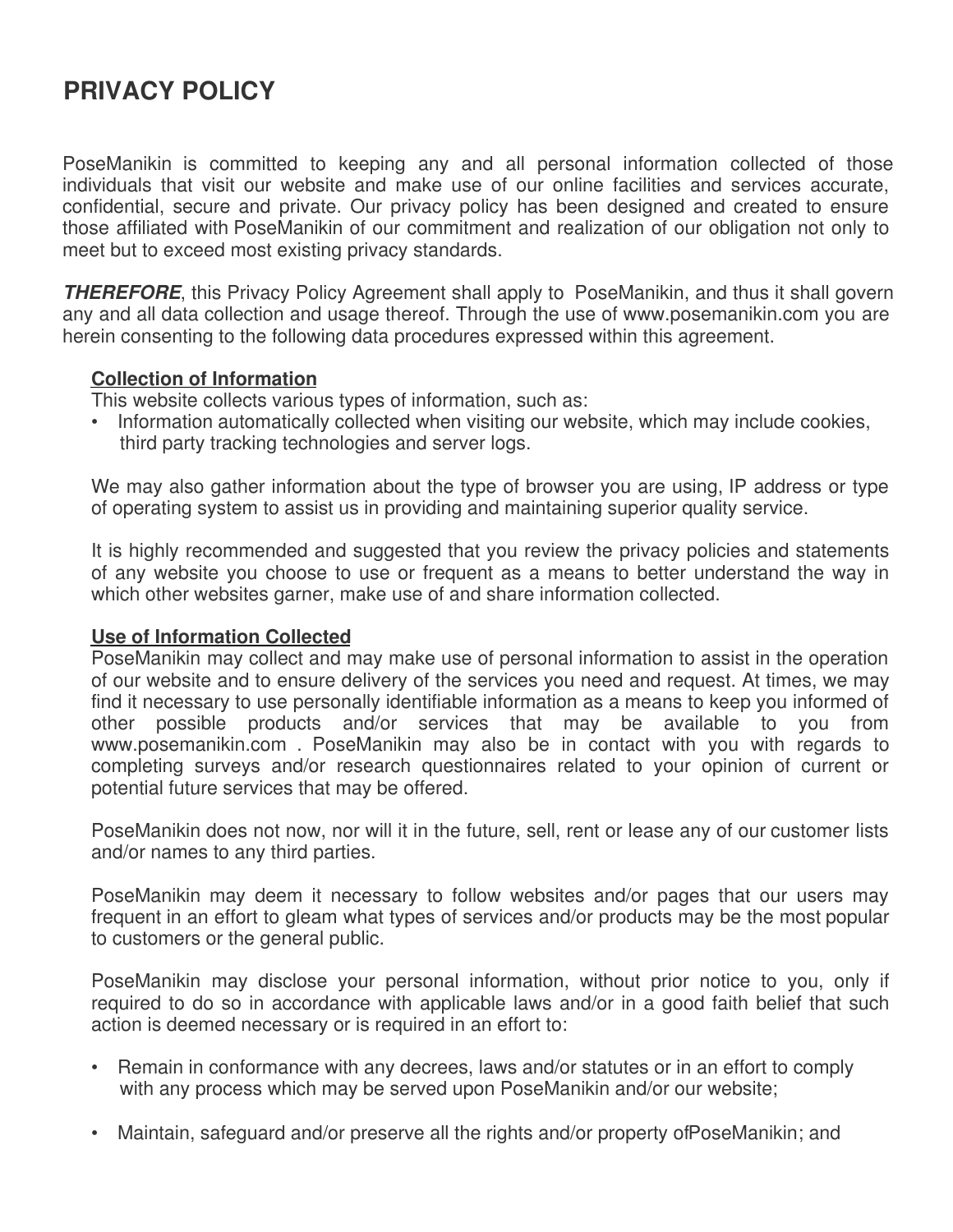# PRIVACY POLICY

PoseManikin is committed to keeping any and all personal information collected of those individuals that visit our website and make use of our online facilities and services accurate, confidential, secure and private. Our privacy policy has been designed and created to ensure those affiliated with PoseManikin of our commitment and realization of our obligation not only to meet but to exceed most existing privacy standards.

***THEREFORE***, this Privacy Policy Agreement shall apply to PoseManikin, and thus it shall govern any and all data collection and usage thereof. Through the use of www.posemanikin.com you are herein consenting to the following data procedures expressed within this agreement.

**Collection of Information**

This website collects various types of information, such as:

- Information automatically collected when visiting our website, which may include cookies, third party tracking technologies and server logs.

We may also gather information about the type of browser you are using, IP address or type of operating system to assist us in providing and maintaining superior quality service.

It is highly recommended and suggested that you review the privacy policies and statements of any website you choose to use or frequent as a means to better understand the way in which other websites garner, make use of and share information collected.

**Use of Information Collected**

PoseManikin may collect and may make use of personal information to assist in the operation of our website and to ensure delivery of the services you need and request. At times, we may find it necessary to use personally identifiable information as a means to keep you informed of other possible products and/or services that may be available to you from www.posemanikin.com . PoseManikin may also be in contact with you with regards to completing surveys and/or research questionnaires related to your opinion of current or potential future services that may be offered.

PoseManikin does not now, nor will it in the future, sell, rent or lease any of our customer lists and/or names to any third parties.

PoseManikin may deem it necessary to follow websites and/or pages that our users may frequent in an effort to gleam what types of services and/or products may be the most popular to customers or the general public.

PoseManikin may disclose your personal information, without prior notice to you, only if required to do so in accordance with applicable laws and/or in a good faith belief that such action is deemed necessary or is required in an effort to:

- Remain in conformance with any decrees, laws and/or statutes or in an effort to comply with any process which may be served upon PoseManikin and/or our website;

- Maintain, safeguard and/or preserve all the rights and/or property ofPoseManikin; and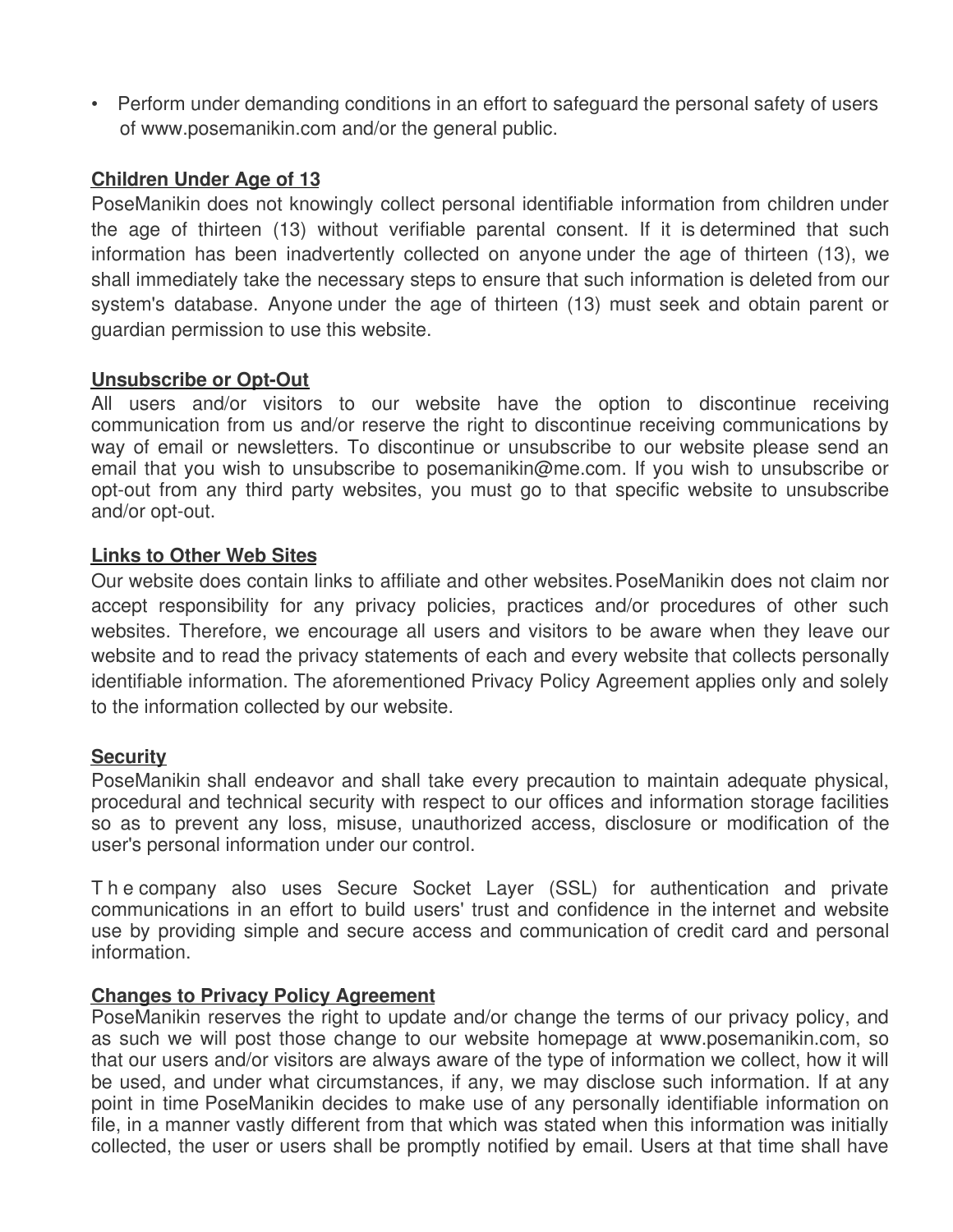- Perform under demanding conditions in an effort to safeguard the personal safety of users of www.posemanikin.com and/or the general public.

## Children Under Age of 13

PoseManikin does not knowingly collect personal identifiable information from children under the age of thirteen (13) without verifiable parental consent. If it is determined that such information has been inadvertently collected on anyone under the age of thirteen (13), we shall immediately take the necessary steps to ensure that such information is deleted from our system's database. Anyone under the age of thirteen (13) must seek and obtain parent or guardian permission to use this website.

## Unsubscribe or Opt-Out

All users and/or visitors to our website have the option to discontinue receiving communication from us and/or reserve the right to discontinue receiving communications by way of email or newsletters. To discontinue or unsubscribe to our website please send an email that you wish to unsubscribe to posemanikin@me.com. If you wish to unsubscribe or opt-out from any third party websites, you must go to that specific website to unsubscribe and/or opt-out.

## Links to Other Web Sites

Our website does contain links to affiliate and other websites. PoseManikin does not claim nor accept responsibility for any privacy policies, practices and/or procedures of other such websites. Therefore, we encourage all users and visitors to be aware when they leave our website and to read the privacy statements of each and every website that collects personally identifiable information. The aforementioned Privacy Policy Agreement applies only and solely to the information collected by our website.

## Security

PoseManikin shall endeavor and shall take every precaution to maintain adequate physical, procedural and technical security with respect to our offices and information storage facilities so as to prevent any loss, misuse, unauthorized access, disclosure or modification of the user's personal information under our control.

The company also uses Secure Socket Layer (SSL) for authentication and private communications in an effort to build users' trust and confidence in the internet and website use by providing simple and secure access and communication of credit card and personal information.

## Changes to Privacy Policy Agreement

PoseManikin reserves the right to update and/or change the terms of our privacy policy, and as such we will post those change to our website homepage at www.posemanikin.com, so that our users and/or visitors are always aware of the type of information we collect, how it will be used, and under what circumstances, if any, we may disclose such information. If at any point in time PoseManikin decides to make use of any personally identifiable information on file, in a manner vastly different from that which was stated when this information was initially collected, the user or users shall be promptly notified by email. Users at that time shall have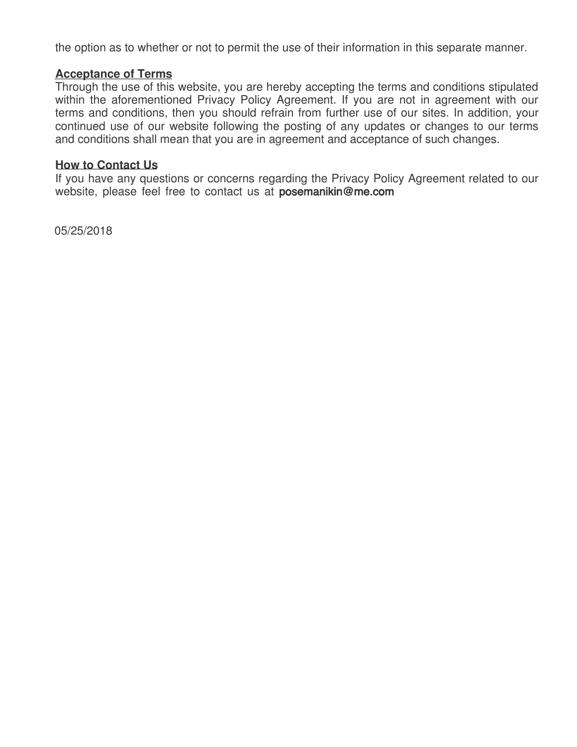the option as to whether or not to permit the use of their information in this separate manner.

## Acceptance of Terms

Through the use of this website, you are hereby accepting the terms and conditions stipulated within the aforementioned Privacy Policy Agreement. If you are not in agreement with our terms and conditions, then you should refrain from further use of our sites. In addition, your continued use of our website following the posting of any updates or changes to our terms and conditions shall mean that you are in agreement and acceptance of such changes.

## How to Contact Us

If you have any questions or concerns regarding the Privacy Policy Agreement related to our website, please feel free to contact us at **posemanikin@me.com**

05/25/2018